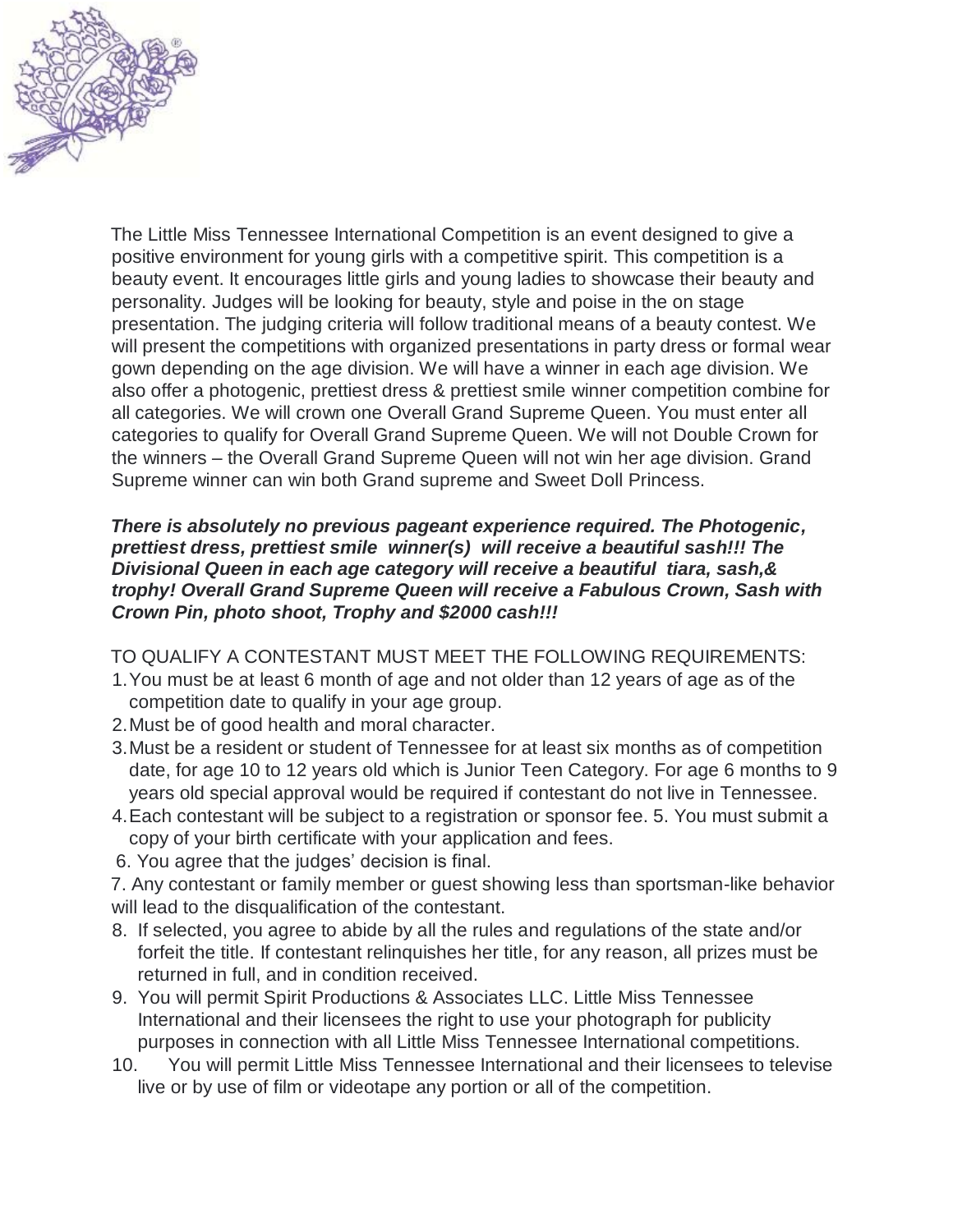The Little Miss Tennessee International Competition is an event designed to give a positive environment for young girls with a competitive spirit. This competition is a beauty event. It encourages little girls and young ladies to showcase their beauty and personality. Judges will be looking for beauty, style and poise in the on stage presentation. The judging criteria will follow traditional means of a beauty contest. We will present the competitions with organized presentations in party dress or formal wear gown depending on the age division. We will have a winner in each age division. We also offer a photogenic, prettiest dress & prettiest smile winner competition combine for all categories. We will crown one Overall Grand Supreme Queen. You must enter all categories to qualify for Overall Grand Supreme Queen. We will not Double Crown for the winners – the Overall Grand Supreme Queen will not win her age division. Grand Supreme winner can win both Grand supreme and Sweet Doll Princess.

***There is absolutely no previous pageant experience required. The Photogenic, prettiest dress, prettiest smile winner(s) will receive a beautiful sash!!! The Divisional Queen in each age category will receive a beautiful tiara, sash,& trophy! Overall Grand Supreme Queen will receive a Fabulous Crown, Sash with Crown Pin, photo shoot, Trophy and $2000 cash!!!***

TO QUALIFY A CONTESTANT MUST MEET THE FOLLOWING REQUIREMENTS:

1. You must be at least 6 month of age and not older than 12 years of age as of the competition date to qualify in your age group.
2. Must be of good health and moral character.
3. Must be a resident or student of Tennessee for at least six months as of competition date, for age 10 to 12 years old which is Junior Teen Category. For age 6 months to 9 years old special approval would be required if contestant do not live in Tennessee.
4. Each contestant will be subject to a registration or sponsor fee. 5. You must submit a copy of your birth certificate with your application and fees.
6. You agree that the judges' decision is final.
7. Any contestant or family member or guest showing less than sportsman-like behavior will lead to the disqualification of the contestant.
8. If selected, you agree to abide by all the rules and regulations of the state and/or forfeit the title. If contestant relinquishes her title, for any reason, all prizes must be returned in full, and in condition received.
9. You will permit Spirit Productions & Associates LLC. Little Miss Tennessee International and their licensees the right to use your photograph for publicity purposes in connection with all Little Miss Tennessee International competitions.
10. You will permit Little Miss Tennessee International and their licensees to televise live or by use of film or videotape any portion or all of the competition.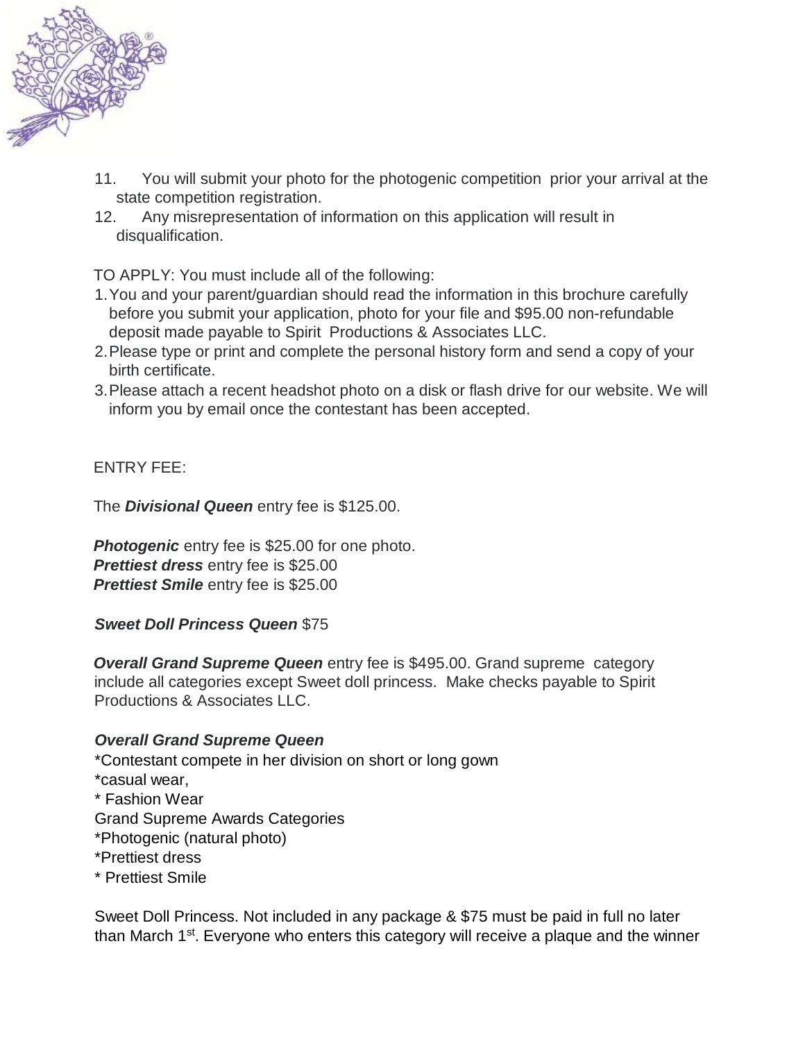11. You will submit your photo for the photogenic competition prior your arrival at the state competition registration.
12. Any misrepresentation of information on this application will result in disqualification.

TO APPLY: You must include all of the following:

1. You and your parent/guardian should read the information in this brochure carefully before you submit your application, photo for your file and $95.00 non-refundable deposit made payable to Spirit Productions & Associates LLC.
2. Please type or print and complete the personal history form and send a copy of your birth certificate.
3. Please attach a recent headshot photo on a disk or flash drive for our website. We will inform you by email once the contestant has been accepted.

ENTRY FEE:

The ***Divisional Queen*** entry fee is $125.00.

***Photogenic*** entry fee is $25.00 for one photo.
***Prettiest dress*** entry fee is $25.00
***Prettiest Smile*** entry fee is $25.00

***Sweet Doll Princess Queen*** $75

***Overall Grand Supreme Queen*** entry fee is $495.00. Grand supreme category include all categories except Sweet doll princess. Make checks payable to Spirit Productions & Associates LLC.

***Overall Grand Supreme Queen***
*Contestant compete in her division on short or long gown
*casual wear,
* Fashion Wear
Grand Supreme Awards Categories
*Photogenic (natural photo)
*Prettiest dress
* Prettiest Smile

Sweet Doll Princess. Not included in any package & $75 must be paid in full no later than March 1st. Everyone who enters this category will receive a plaque and the winner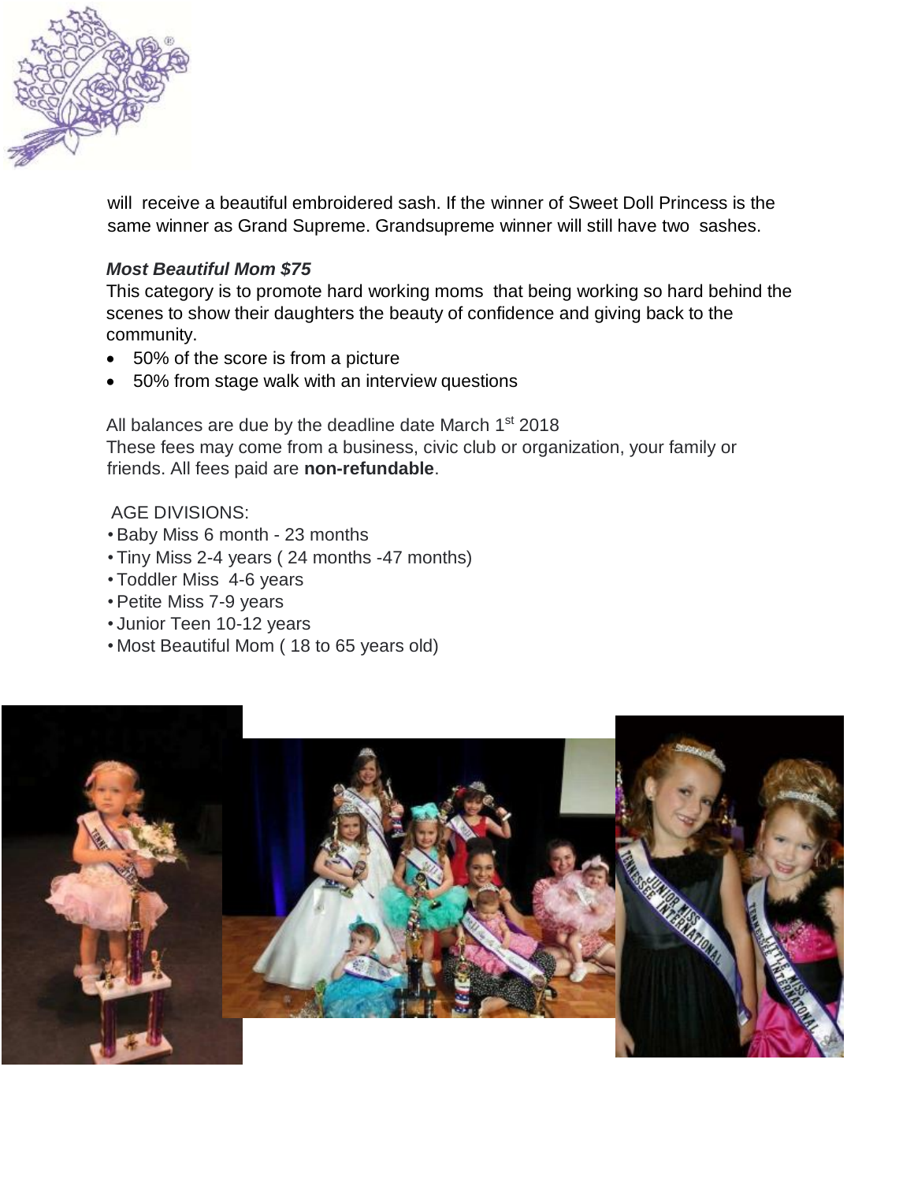will receive a beautiful embroidered sash. If the winner of Sweet Doll Princess is the same winner as Grand Supreme. Grandsupreme winner will still have two sashes.

***Most Beautiful Mom $75***

This category is to promote hard working moms that being working so hard behind the scenes to show their daughters the beauty of confidence and giving back to the community.

- 50% of the score is from a picture
- 50% from stage walk with an interview questions

All balances are due by the deadline date March 1st 2018
These fees may come from a business, civic club or organization, your family or friends. All fees paid are **non-refundable**.

AGE DIVISIONS:

- Baby Miss 6 month - 23 months
- Tiny Miss 2-4 years ( 24 months -47 months)
- Toddler Miss 4-6 years
- Petite Miss 7-9 years
- Junior Teen 10-12 years
- Most Beautiful Mom ( 18 to 65 years old)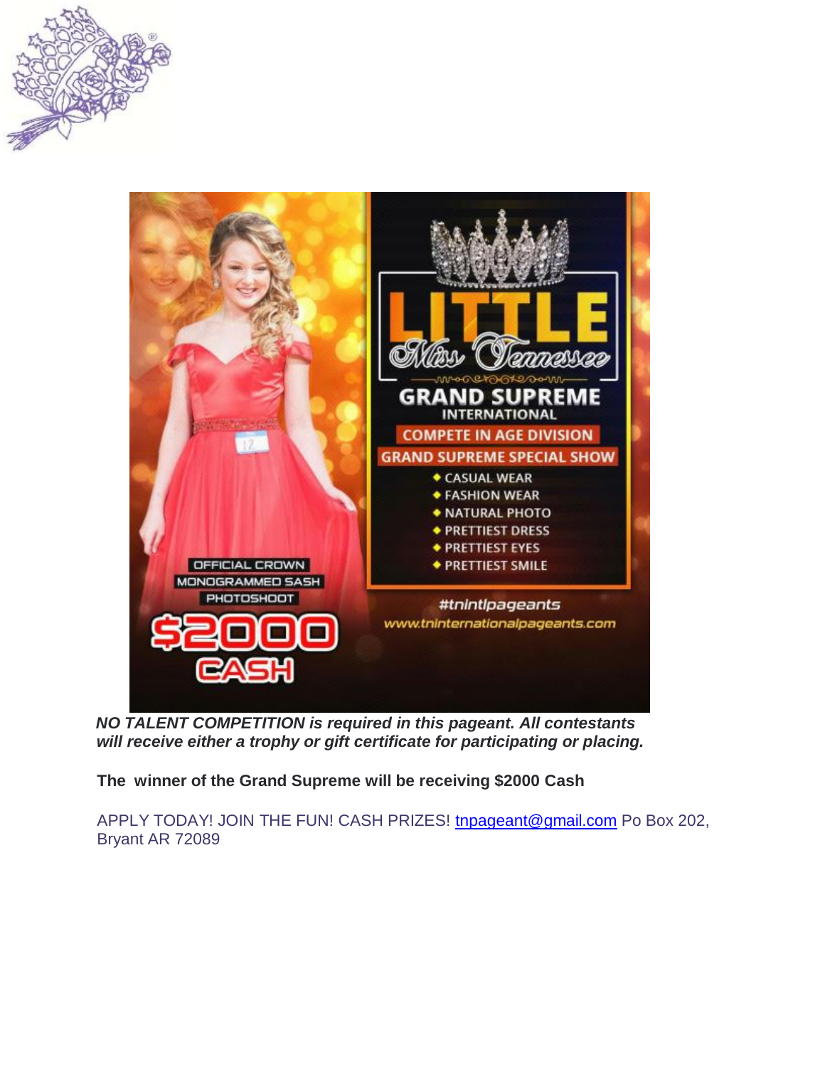LITTLE Miss Tennessee

GRAND SUPREME INTERNATIONAL

COMPETE IN AGE DIVISION

GRAND SUPREME SPECIAL SHOW

- CASUAL WEAR
- FASHION WEAR
- NATURAL PHOTO
- PRETTIEST DRESS
- PRETTIEST EYES
- PRETTIEST SMILE

OFFICIAL CROWN
MONOGRAMMED SASH
PHOTOSHOOT

$2000 CASH

#tnintlpageants

www.tninternationalpageants.com

***NO TALENT COMPETITION is required in this pageant. All contestants will receive either a trophy or gift certificate for participating or placing.***

**The winner of the Grand Supreme will be receiving $2000 Cash**

APPLY TODAY! JOIN THE FUN! CASH PRIZES! tnpageant@gmail.com Po Box 202, Bryant AR 72089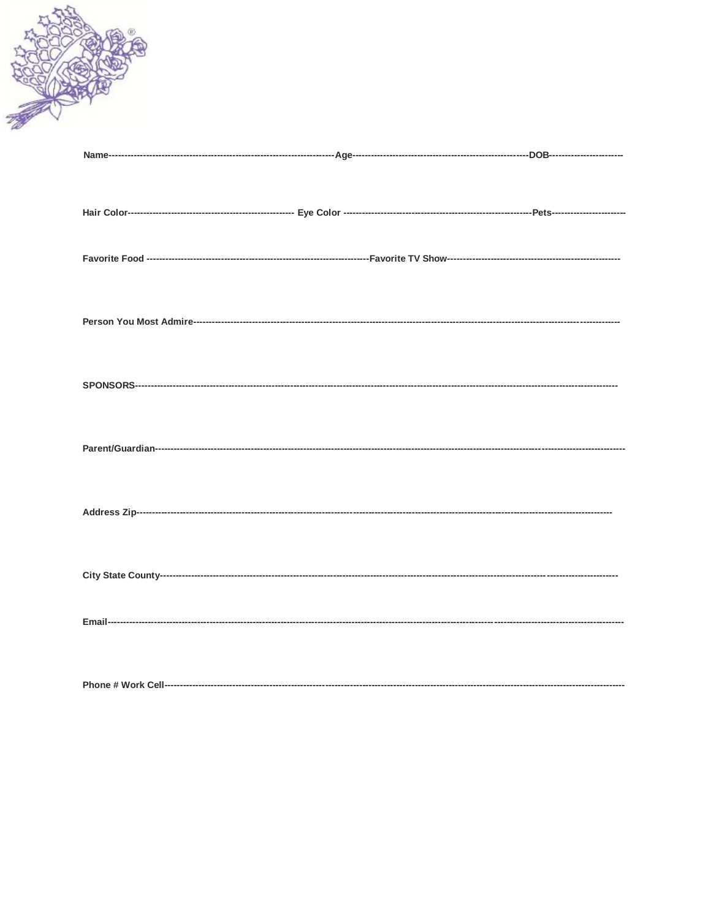**Name**------------------------------------------------------------------------**Age**--------------------------------------------------------**DOB**-----------------------

**Hair Color**------------------------------------------------------ **Eye Color** ------------------------------------------------------------**Pets**-----------------------

**Favorite Food** -----------------------------------------------------------------------**Favorite TV Show**-------------------------------------------------------

**Person You Most Admire**----------------------------------------------------------------------------------------------------------------------------------------

**SPONSORS**------------------------------------------------------------------------------------------------------------------------------------------------------------

**Parent/Guardian**---------------------------------------------------------------------------------------------------------------------------------------------------

**Address Zip**------------------------------------------------------------------------------------------------------------------------------------------------------

**City State County**-----------------------------------------------------------------------------------------------------------------------------------------------

**Email**-----------------------------------------------------------------------------------------------------------------------------------------------------------------

**Phone # Work Cell**----------------------------------------------------------------------------------------------------------------------------------------------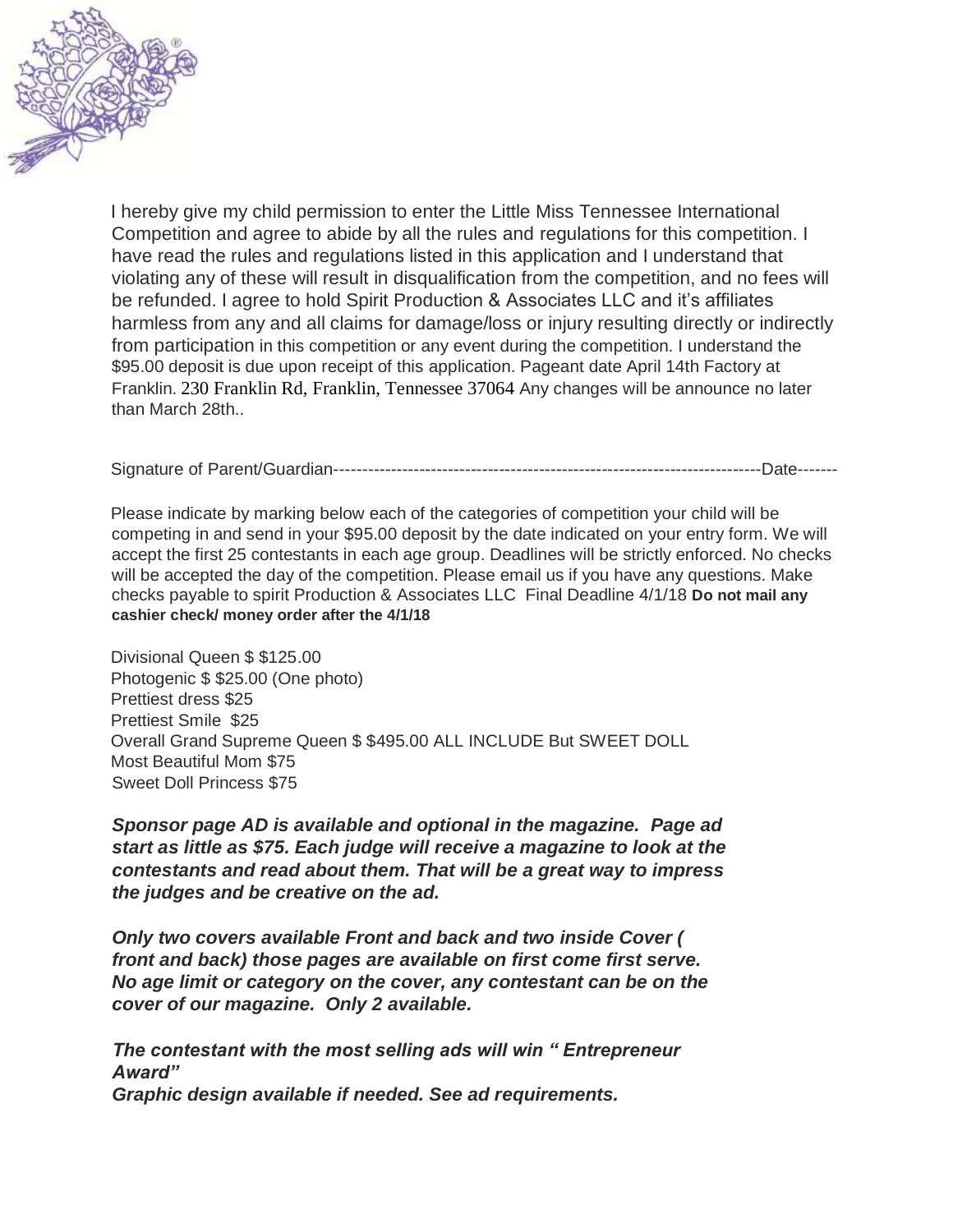I hereby give my child permission to enter the Little Miss Tennessee International Competition and agree to abide by all the rules and regulations for this competition. I have read the rules and regulations listed in this application and I understand that violating any of these will result in disqualification from the competition, and no fees will be refunded. I agree to hold Spirit Production & Associates LLC and it's affiliates harmless from any and all claims for damage/loss or injury resulting directly or indirectly from participation in this competition or any event during the competition. I understand the $95.00 deposit is due upon receipt of this application. Pageant date April 14th Factory at Franklin. 230 Franklin Rd, Franklin, Tennessee 37064 Any changes will be announce no later than March 28th..

Signature of Parent/Guardian---------------------------------------------------------------------------Date-------

Please indicate by marking below each of the categories of competition your child will be competing in and send in your $95.00 deposit by the date indicated on your entry form. We will accept the first 25 contestants in each age group. Deadlines will be strictly enforced. No checks will be accepted the day of the competition. Please email us if you have any questions. Make checks payable to spirit Production & Associates LLC Final Deadline 4/1/18 **Do not mail any cashier check/ money order after the 4/1/18**

Divisional Queen $ $125.00
Photogenic $ $25.00 (One photo)
Prettiest dress $25
Prettiest Smile $25
Overall Grand Supreme Queen $ $495.00 ALL INCLUDE But SWEET DOLL
Most Beautiful Mom $75
Sweet Doll Princess $75

***Sponsor page AD is available and optional in the magazine. Page ad start as little as $75. Each judge will receive a magazine to look at the contestants and read about them. That will be a great way to impress the judges and be creative on the ad.***

***Only two covers available Front and back and two inside Cover ( front and back) those pages are available on first come first serve. No age limit or category on the cover, any contestant can be on the cover of our magazine. Only 2 available.***

***The contestant with the most selling ads will win " Entrepreneur Award"***
***Graphic design available if needed. See ad requirements.***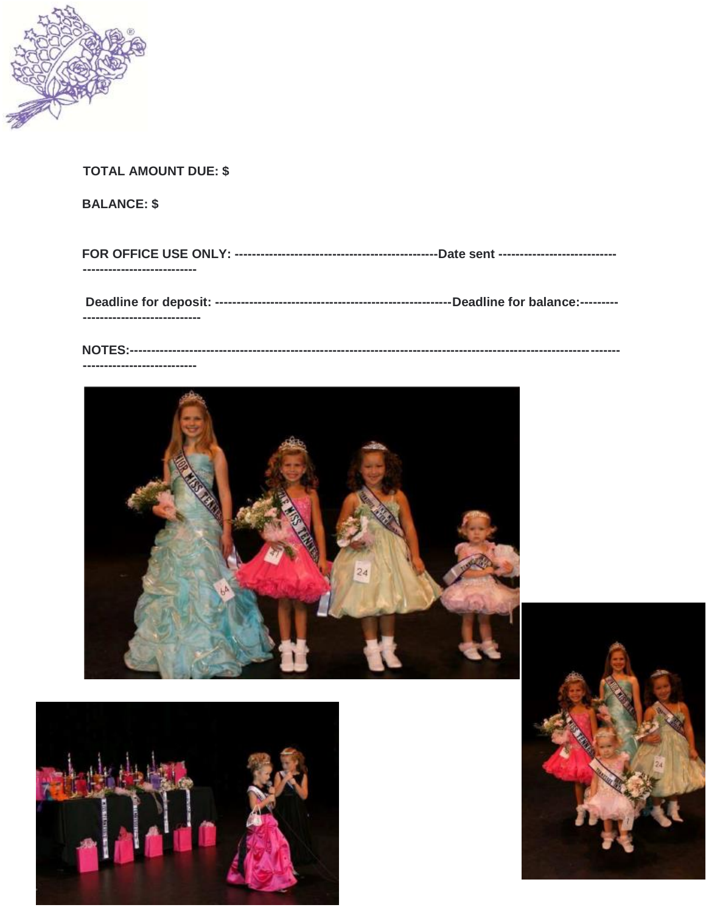**TOTAL AMOUNT DUE: $**

**BALANCE: $**

**FOR OFFICE USE ONLY: -----------------------------------------------Date sent ---------------------------------------------------**

**Deadline for deposit: -------------------------------------------------------Deadline for balance:-------------------------------------**

**NOTES:-----------------------------------------------------------------------------------------------------------------------------------**